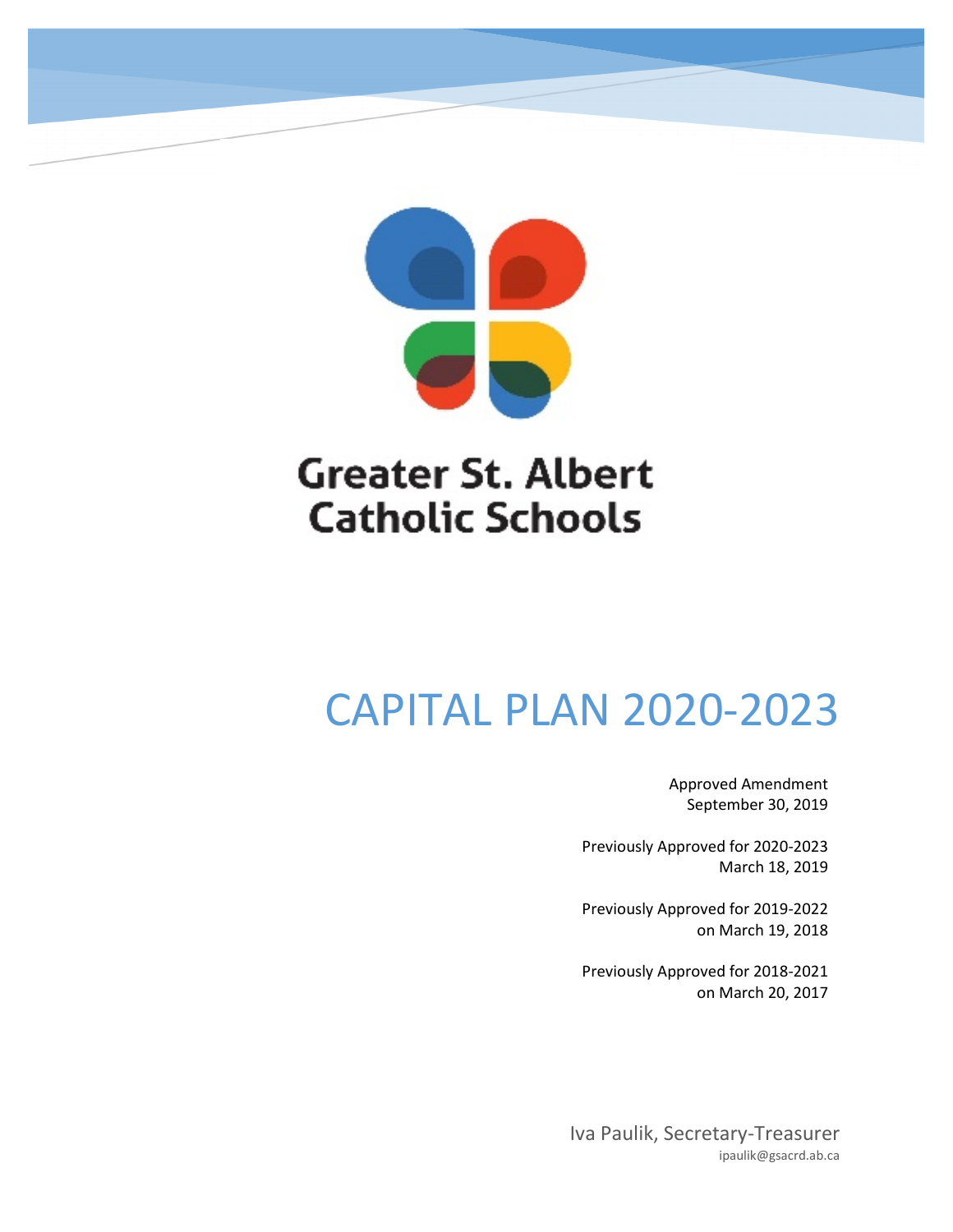Greater St. Albert Catholic Schools

# CAPITAL PLAN 2020-2023

Approved Amendment
September 30, 2019

Previously Approved for 2020-2023
March 18, 2019

Previously Approved for 2019-2022
on March 19, 2018

Previously Approved for 2018-2021
on March 20, 2017

Iva Paulik, Secretary-Treasurer
ipaulik@gsacrd.ab.ca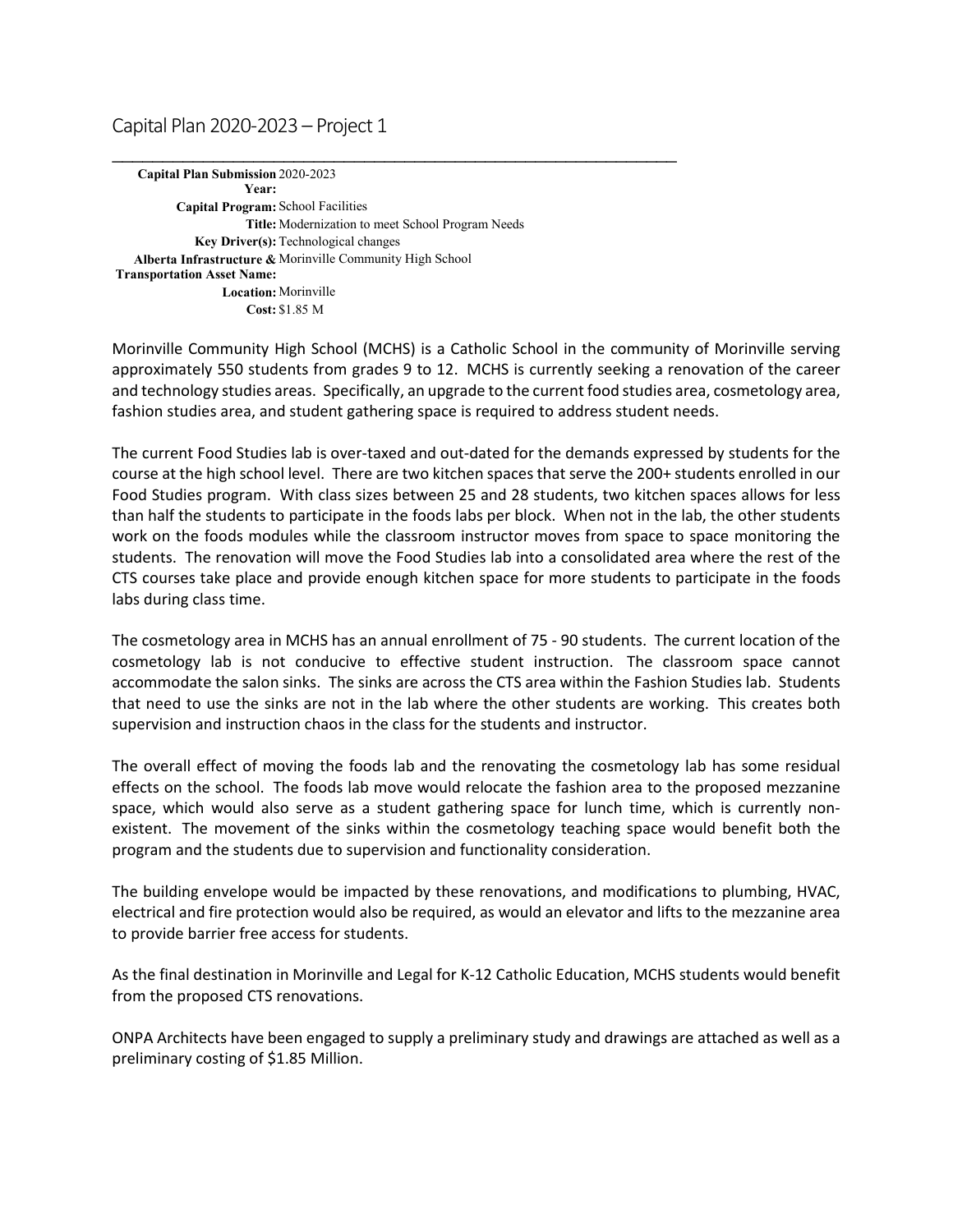# Capital Plan 2020-2023 – Project 1

| | |
|---|---|
| **Capital Plan Submission Year:** | 2020-2023 |
| **Capital Program:** | School Facilities |
| **Title:** | Modernization to meet School Program Needs |
| **Key Driver(s):** | Technological changes |
| **Alberta Infrastructure & Transportation Asset Name:** | Morinville Community High School |
| **Location:** | Morinville |
| **Cost:** | $1.85 M |

Morinville Community High School (MCHS) is a Catholic School in the community of Morinville serving approximately 550 students from grades 9 to 12. MCHS is currently seeking a renovation of the career and technology studies areas. Specifically, an upgrade to the current food studies area, cosmetology area, fashion studies area, and student gathering space is required to address student needs.

The current Food Studies lab is over-taxed and out-dated for the demands expressed by students for the course at the high school level. There are two kitchen spaces that serve the 200+ students enrolled in our Food Studies program. With class sizes between 25 and 28 students, two kitchen spaces allows for less than half the students to participate in the foods labs per block. When not in the lab, the other students work on the foods modules while the classroom instructor moves from space to space monitoring the students. The renovation will move the Food Studies lab into a consolidated area where the rest of the CTS courses take place and provide enough kitchen space for more students to participate in the foods labs during class time.

The cosmetology area in MCHS has an annual enrollment of 75 - 90 students. The current location of the cosmetology lab is not conducive to effective student instruction. The classroom space cannot accommodate the salon sinks. The sinks are across the CTS area within the Fashion Studies lab. Students that need to use the sinks are not in the lab where the other students are working. This creates both supervision and instruction chaos in the class for the students and instructor.

The overall effect of moving the foods lab and the renovating the cosmetology lab has some residual effects on the school. The foods lab move would relocate the fashion area to the proposed mezzanine space, which would also serve as a student gathering space for lunch time, which is currently non-existent. The movement of the sinks within the cosmetology teaching space would benefit both the program and the students due to supervision and functionality consideration.

The building envelope would be impacted by these renovations, and modifications to plumbing, HVAC, electrical and fire protection would also be required, as would an elevator and lifts to the mezzanine area to provide barrier free access for students.

As the final destination in Morinville and Legal for K-12 Catholic Education, MCHS students would benefit from the proposed CTS renovations.

ONPA Architects have been engaged to supply a preliminary study and drawings are attached as well as a preliminary costing of $1.85 Million.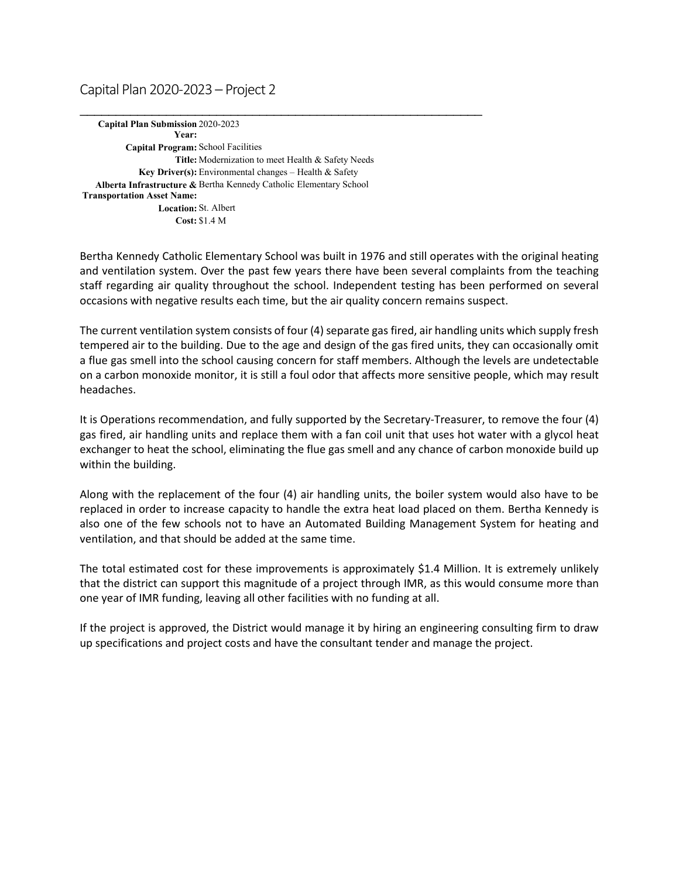# Capital Plan 2020-2023 – Project 2

---

**Capital Plan Submission Year:** 2020-2023
**Capital Program:** School Facilities
**Title:** Modernization to meet Health & Safety Needs
**Key Driver(s):** Environmental changes – Health & Safety
**Alberta Infrastructure & Transportation Asset Name:** Bertha Kennedy Catholic Elementary School
**Location:** St. Albert
**Cost:** $1.4 M

Bertha Kennedy Catholic Elementary School was built in 1976 and still operates with the original heating and ventilation system. Over the past few years there have been several complaints from the teaching staff regarding air quality throughout the school. Independent testing has been performed on several occasions with negative results each time, but the air quality concern remains suspect.

The current ventilation system consists of four (4) separate gas fired, air handling units which supply fresh tempered air to the building. Due to the age and design of the gas fired units, they can occasionally omit a flue gas smell into the school causing concern for staff members. Although the levels are undetectable on a carbon monoxide monitor, it is still a foul odor that affects more sensitive people, which may result headaches.

It is Operations recommendation, and fully supported by the Secretary-Treasurer, to remove the four (4) gas fired, air handling units and replace them with a fan coil unit that uses hot water with a glycol heat exchanger to heat the school, eliminating the flue gas smell and any chance of carbon monoxide build up within the building.

Along with the replacement of the four (4) air handling units, the boiler system would also have to be replaced in order to increase capacity to handle the extra heat load placed on them. Bertha Kennedy is also one of the few schools not to have an Automated Building Management System for heating and ventilation, and that should be added at the same time.

The total estimated cost for these improvements is approximately $1.4 Million. It is extremely unlikely that the district can support this magnitude of a project through IMR, as this would consume more than one year of IMR funding, leaving all other facilities with no funding at all.

If the project is approved, the District would manage it by hiring an engineering consulting firm to draw up specifications and project costs and have the consultant tender and manage the project.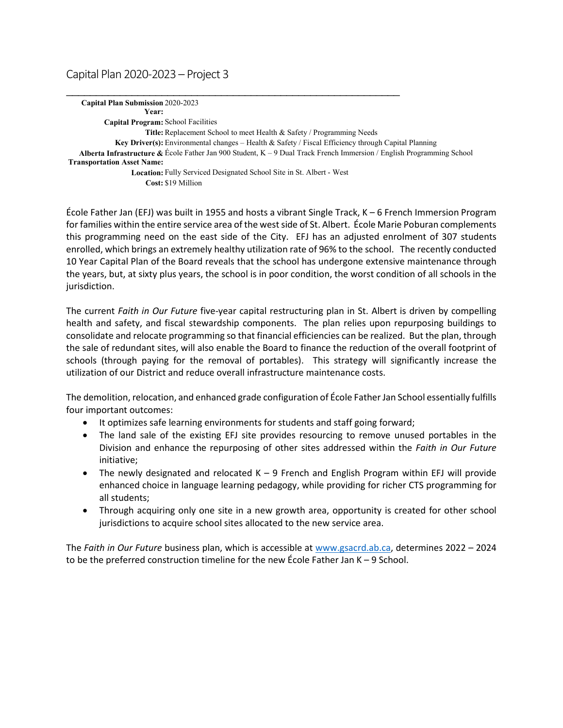# Capital Plan 2020-2023 – Project 3

| | |
|---|---|
| **Capital Plan Submission Year:** | 2020-2023 |
| **Capital Program:** | School Facilities |
| **Title:** | Replacement School to meet Health & Safety / Programming Needs |
| **Key Driver(s):** | Environmental changes – Health & Safety / Fiscal Efficiency through Capital Planning |
| **Alberta Infrastructure & Transportation Asset Name:** | École Father Jan 900 Student, K – 9 Dual Track French Immersion / English Programming School |
| **Location:** | Fully Serviced Designated School Site in St. Albert - West |
| **Cost:** | $19 Million |

École Father Jan (EFJ) was built in 1955 and hosts a vibrant Single Track, K – 6 French Immersion Program for families within the entire service area of the west side of St. Albert. École Marie Poburan complements this programming need on the east side of the City. EFJ has an adjusted enrolment of 307 students enrolled, which brings an extremely healthy utilization rate of 96% to the school. The recently conducted 10 Year Capital Plan of the Board reveals that the school has undergone extensive maintenance through the years, but, at sixty plus years, the school is in poor condition, the worst condition of all schools in the jurisdiction.

The current *Faith in Our Future* five-year capital restructuring plan in St. Albert is driven by compelling health and safety, and fiscal stewardship components. The plan relies upon repurposing buildings to consolidate and relocate programming so that financial efficiencies can be realized. But the plan, through the sale of redundant sites, will also enable the Board to finance the reduction of the overall footprint of schools (through paying for the removal of portables). This strategy will significantly increase the utilization of our District and reduce overall infrastructure maintenance costs.

The demolition, relocation, and enhanced grade configuration of École Father Jan School essentially fulfills four important outcomes:

- It optimizes safe learning environments for students and staff going forward;
- The land sale of the existing EFJ site provides resourcing to remove unused portables in the Division and enhance the repurposing of other sites addressed within the *Faith in Our Future* initiative;
- The newly designated and relocated K – 9 French and English Program within EFJ will provide enhanced choice in language learning pedagogy, while providing for richer CTS programming for all students;
- Through acquiring only one site in a new growth area, opportunity is created for other school jurisdictions to acquire school sites allocated to the new service area.

The *Faith in Our Future* business plan, which is accessible at www.gsacrd.ab.ca, determines 2022 – 2024 to be the preferred construction timeline for the new École Father Jan K – 9 School.